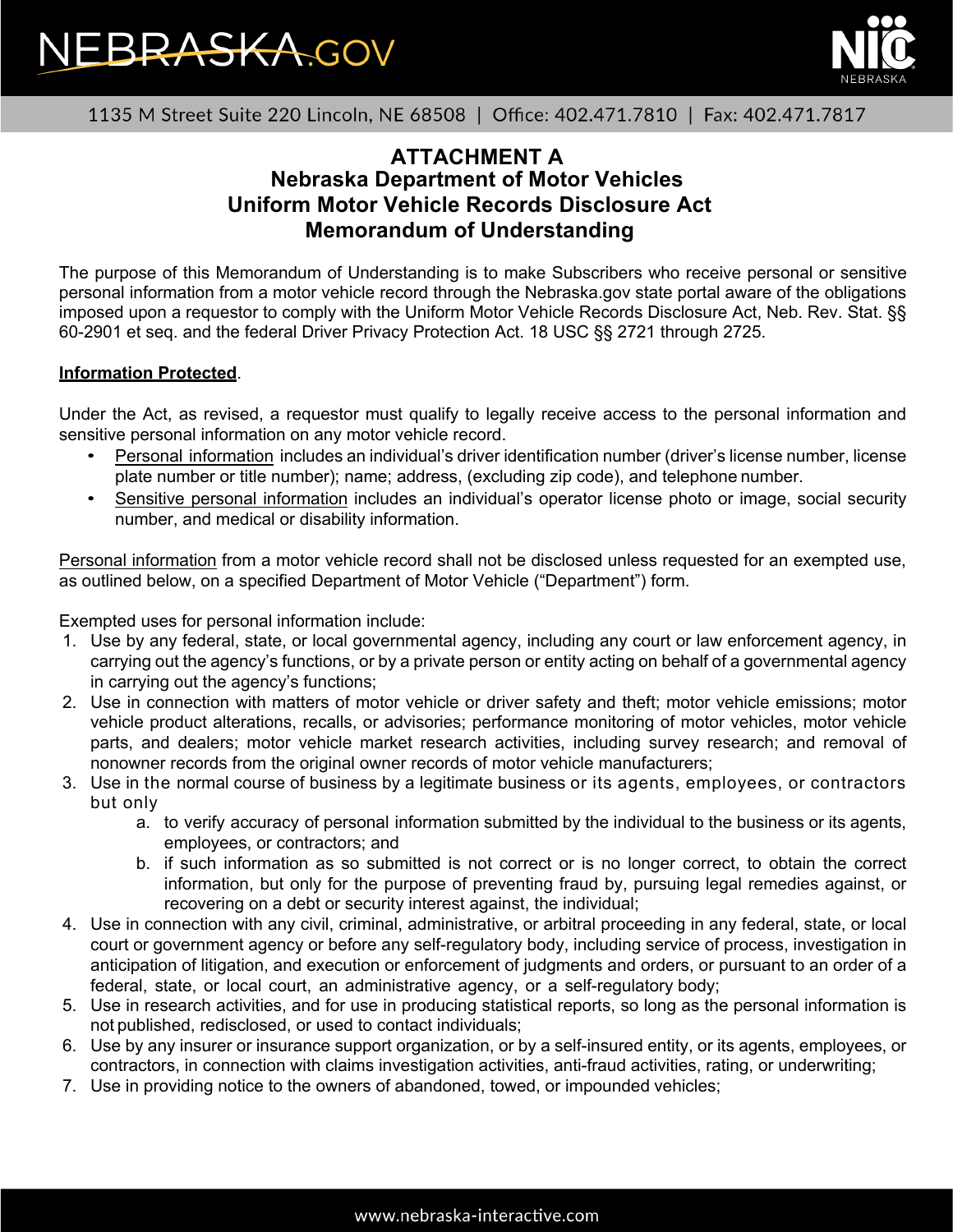# ATTACHMENT A
## Nebraska Department of Motor Vehicles
## Uniform Motor Vehicle Records Disclosure Act
## Memorandum of Understanding

The purpose of this Memorandum of Understanding is to make Subscribers who receive personal or sensitive personal information from a motor vehicle record through the Nebraska.gov state portal aware of the obligations imposed upon a requestor to comply with the Uniform Motor Vehicle Records Disclosure Act, Neb. Rev. Stat. §§ 60-2901 et seq. and the federal Driver Privacy Protection Act. 18 USC §§ 2721 through 2725.

**Information Protected**.

Under the Act, as revised, a requestor must qualify to legally receive access to the personal information and sensitive personal information on any motor vehicle record.

- Personal information includes an individual's driver identification number (driver's license number, license plate number or title number); name; address, (excluding zip code), and telephone number.
- Sensitive personal information includes an individual's operator license photo or image, social security number, and medical or disability information.

Personal information from a motor vehicle record shall not be disclosed unless requested for an exempted use, as outlined below, on a specified Department of Motor Vehicle ("Department") form.

Exempted uses for personal information include:

1. Use by any federal, state, or local governmental agency, including any court or law enforcement agency, in carrying out the agency's functions, or by a private person or entity acting on behalf of a governmental agency in carrying out the agency's functions;
2. Use in connection with matters of motor vehicle or driver safety and theft; motor vehicle emissions; motor vehicle product alterations, recalls, or advisories; performance monitoring of motor vehicles, motor vehicle parts, and dealers; motor vehicle market research activities, including survey research; and removal of nonowner records from the original owner records of motor vehicle manufacturers;
3. Use in the normal course of business by a legitimate business or its agents, employees, or contractors but only
    a. to verify accuracy of personal information submitted by the individual to the business or its agents, employees, or contractors; and
    b. if such information as so submitted is not correct or is no longer correct, to obtain the correct information, but only for the purpose of preventing fraud by, pursuing legal remedies against, or recovering on a debt or security interest against, the individual;
4. Use in connection with any civil, criminal, administrative, or arbitral proceeding in any federal, state, or local court or government agency or before any self-regulatory body, including service of process, investigation in anticipation of litigation, and execution or enforcement of judgments and orders, or pursuant to an order of a federal, state, or local court, an administrative agency, or a self-regulatory body;
5. Use in research activities, and for use in producing statistical reports, so long as the personal information is not published, redisclosed, or used to contact individuals;
6. Use by any insurer or insurance support organization, or by a self-insured entity, or its agents, employees, or contractors, in connection with claims investigation activities, anti-fraud activities, rating, or underwriting;
7. Use in providing notice to the owners of abandoned, towed, or impounded vehicles;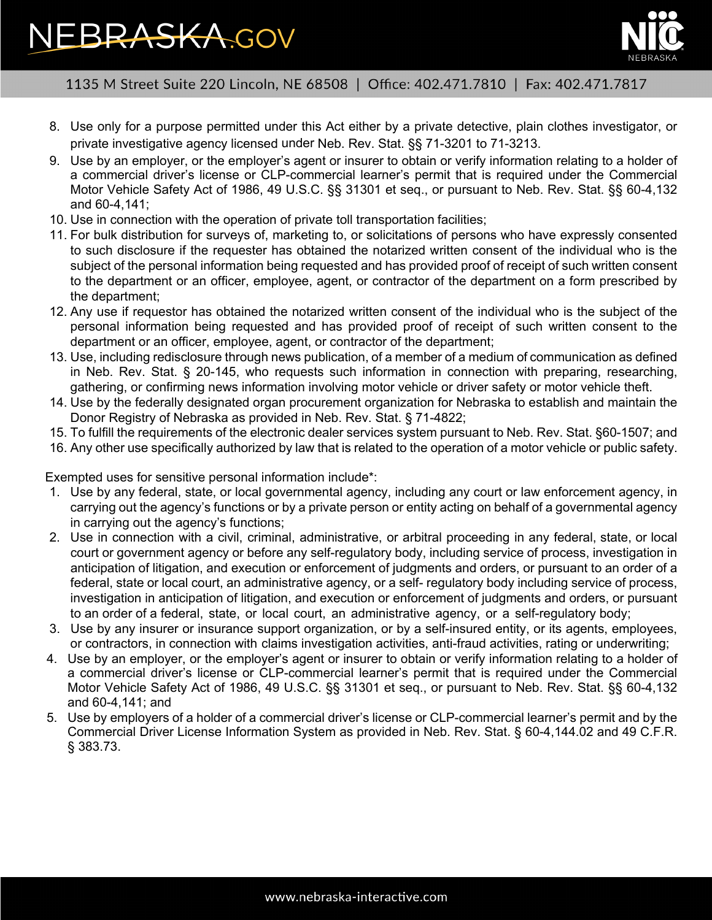8. Use only for a purpose permitted under this Act either by a private detective, plain clothes investigator, or private investigative agency licensed under Neb. Rev. Stat. §§ 71-3201 to 71-3213.
9. Use by an employer, or the employer's agent or insurer to obtain or verify information relating to a holder of a commercial driver's license or CLP-commercial learner's permit that is required under the Commercial Motor Vehicle Safety Act of 1986, 49 U.S.C. §§ 31301 et seq., or pursuant to Neb. Rev. Stat. §§ 60-4,132 and 60-4,141;
10. Use in connection with the operation of private toll transportation facilities;
11. For bulk distribution for surveys of, marketing to, or solicitations of persons who have expressly consented to such disclosure if the requester has obtained the notarized written consent of the individual who is the subject of the personal information being requested and has provided proof of receipt of such written consent to the department or an officer, employee, agent, or contractor of the department on a form prescribed by the department;
12. Any use if requestor has obtained the notarized written consent of the individual who is the subject of the personal information being requested and has provided proof of receipt of such written consent to the department or an officer, employee, agent, or contractor of the department;
13. Use, including redisclosure through news publication, of a member of a medium of communication as defined in Neb. Rev. Stat. § 20-145, who requests such information in connection with preparing, researching, gathering, or confirming news information involving motor vehicle or driver safety or motor vehicle theft.
14. Use by the federally designated organ procurement organization for Nebraska to establish and maintain the Donor Registry of Nebraska as provided in Neb. Rev. Stat. § 71-4822;
15. To fulfill the requirements of the electronic dealer services system pursuant to Neb. Rev. Stat. §60-1507; and
16. Any other use specifically authorized by law that is related to the operation of a motor vehicle or public safety.

Exempted uses for sensitive personal information include*:

1. Use by any federal, state, or local governmental agency, including any court or law enforcement agency, in carrying out the agency's functions or by a private person or entity acting on behalf of a governmental agency in carrying out the agency's functions;
2. Use in connection with a civil, criminal, administrative, or arbitral proceeding in any federal, state, or local court or government agency or before any self-regulatory body, including service of process, investigation in anticipation of litigation, and execution or enforcement of judgments and orders, or pursuant to an order of a federal, state or local court, an administrative agency, or a self- regulatory body including service of process, investigation in anticipation of litigation, and execution or enforcement of judgments and orders, or pursuant to an order of a federal, state, or local court, an administrative agency, or a self-regulatory body;
3. Use by any insurer or insurance support organization, or by a self-insured entity, or its agents, employees, or contractors, in connection with claims investigation activities, anti-fraud activities, rating or underwriting;
4. Use by an employer, or the employer's agent or insurer to obtain or verify information relating to a holder of a commercial driver's license or CLP-commercial learner's permit that is required under the Commercial Motor Vehicle Safety Act of 1986, 49 U.S.C. §§ 31301 et seq., or pursuant to Neb. Rev. Stat. §§ 60-4,132 and 60-4,141; and
5. Use by employers of a holder of a commercial driver's license or CLP-commercial learner's permit and by the Commercial Driver License Information System as provided in Neb. Rev. Stat. § 60-4,144.02 and 49 C.F.R. § 383.73.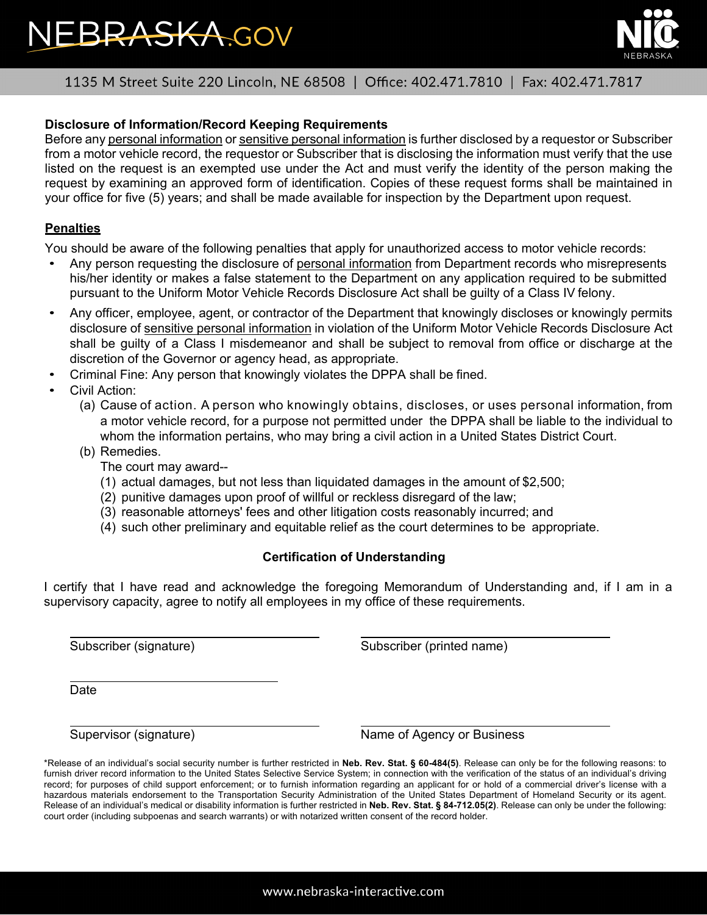**Disclosure of Information/Record Keeping Requirements**
Before any personal information or sensitive personal information is further disclosed by a requestor or Subscriber from a motor vehicle record, the requestor or Subscriber that is disclosing the information must verify that the use listed on the request is an exempted use under the Act and must verify the identity of the person making the request by examining an approved form of identification. Copies of these request forms shall be maintained in your office for five (5) years; and shall be made available for inspection by the Department upon request.

**Penalties**

You should be aware of the following penalties that apply for unauthorized access to motor vehicle records:

- Any person requesting the disclosure of personal information from Department records who misrepresents his/her identity or makes a false statement to the Department on any application required to be submitted pursuant to the Uniform Motor Vehicle Records Disclosure Act shall be guilty of a Class IV felony.
- Any officer, employee, agent, or contractor of the Department that knowingly discloses or knowingly permits disclosure of sensitive personal information in violation of the Uniform Motor Vehicle Records Disclosure Act shall be guilty of a Class I misdemeanor and shall be subject to removal from office or discharge at the discretion of the Governor or agency head, as appropriate.
- Criminal Fine: Any person that knowingly violates the DPPA shall be fined.
- Civil Action:
  - (a) Cause of action. A person who knowingly obtains, discloses, or uses personal information, from a motor vehicle record, for a purpose not permitted under the DPPA shall be liable to the individual to whom the information pertains, who may bring a civil action in a United States District Court.
  - (b) Remedies.
    The court may award--
    (1) actual damages, but not less than liquidated damages in the amount of $2,500;
    (2) punitive damages upon proof of willful or reckless disregard of the law;
    (3) reasonable attorneys' fees and other litigation costs reasonably incurred; and
    (4) such other preliminary and equitable relief as the court determines to be appropriate.

**Certification of Understanding**

I certify that I have read and acknowledge the foregoing Memorandum of Understanding and, if I am in a supervisory capacity, agree to notify all employees in my office of these requirements.

Subscriber (signature) ______________________ Subscriber (printed name) ______________________

Date ______________________

Supervisor (signature) ______________________ Name of Agency or Business ______________________

*Release of an individual's social security number is further restricted in **Neb. Rev. Stat. § 60-484(5)**. Release can only be for the following reasons: to furnish driver record information to the United States Selective Service System; in connection with the verification of the status of an individual's driving record; for purposes of child support enforcement; or to furnish information regarding an applicant for or hold of a commercial driver's license with a hazardous materials endorsement to the Transportation Security Administration of the United States Department of Homeland Security or its agent. Release of an individual's medical or disability information is further restricted in **Neb. Rev. Stat. § 84-712.05(2)**. Release can only be under the following: court order (including subpoenas and search warrants) or with notarized written consent of the record holder.